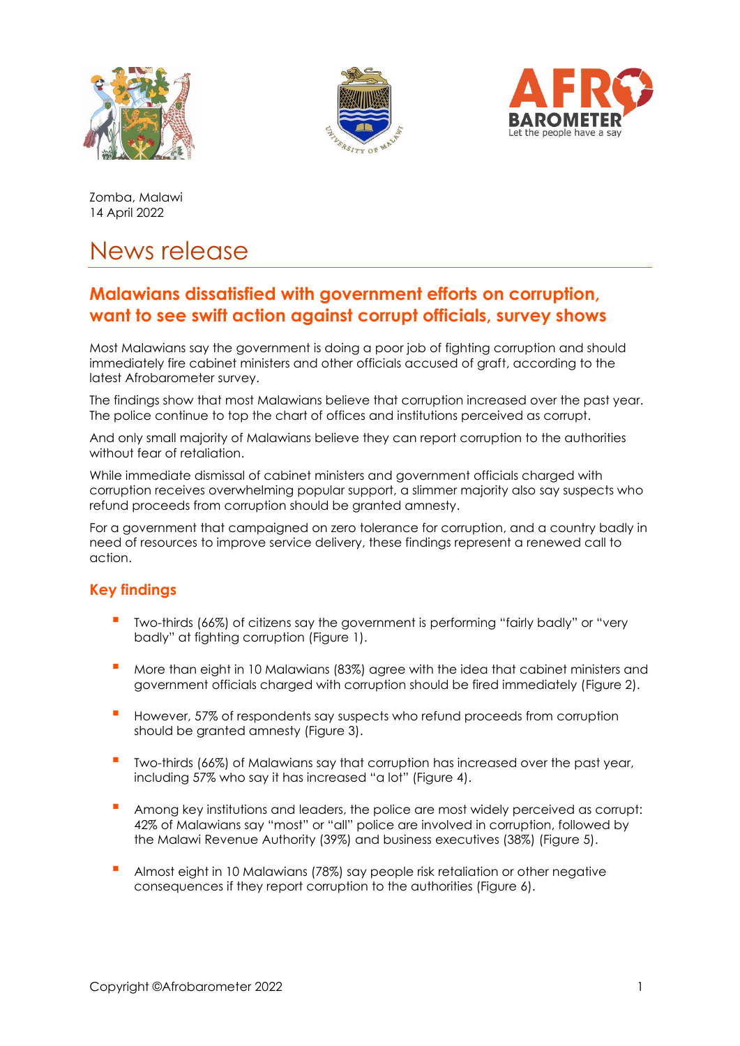Zomba, Malawi
14 April 2022

# News release

## Malawians dissatisfied with government efforts on corruption, want to see swift action against corrupt officials, survey shows

Most Malawians say the government is doing a poor job of fighting corruption and should immediately fire cabinet ministers and other officials accused of graft, according to the latest Afrobarometer survey.

The findings show that most Malawians believe that corruption increased over the past year. The police continue to top the chart of offices and institutions perceived as corrupt.

And only small majority of Malawians believe they can report corruption to the authorities without fear of retaliation.

While immediate dismissal of cabinet ministers and government officials charged with corruption receives overwhelming popular support, a slimmer majority also say suspects who refund proceeds from corruption should be granted amnesty.

For a government that campaigned on zero tolerance for corruption, and a country badly in need of resources to improve service delivery, these findings represent a renewed call to action.

### Key findings

- Two-thirds (66%) of citizens say the government is performing "fairly badly" or "very badly" at fighting corruption (Figure 1).
- More than eight in 10 Malawians (83%) agree with the idea that cabinet ministers and government officials charged with corruption should be fired immediately (Figure 2).
- However, 57% of respondents say suspects who refund proceeds from corruption should be granted amnesty (Figure 3).
- Two-thirds (66%) of Malawians say that corruption has increased over the past year, including 57% who say it has increased "a lot" (Figure 4).
- Among key institutions and leaders, the police are most widely perceived as corrupt: 42% of Malawians say "most" or "all" police are involved in corruption, followed by the Malawi Revenue Authority (39%) and business executives (38%) (Figure 5).
- Almost eight in 10 Malawians (78%) say people risk retaliation or other negative consequences if they report corruption to the authorities (Figure 6).

Copyright ©Afrobarometer 2022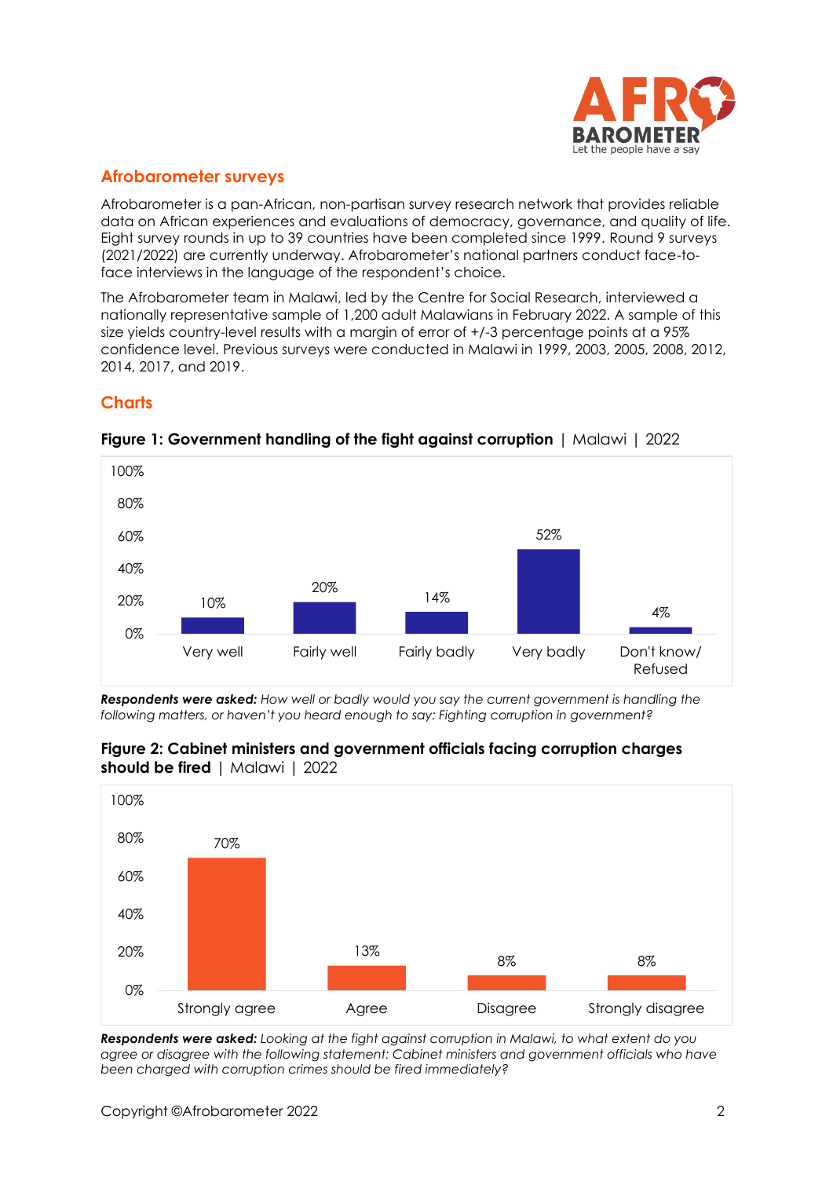## Afrobarometer surveys

Afrobarometer is a pan-African, non-partisan survey research network that provides reliable data on African experiences and evaluations of democracy, governance, and quality of life. Eight survey rounds in up to 39 countries have been completed since 1999. Round 9 surveys (2021/2022) are currently underway. Afrobarometer's national partners conduct face-to-face interviews in the language of the respondent's choice.

The Afrobarometer team in Malawi, led by the Centre for Social Research, interviewed a nationally representative sample of 1,200 adult Malawians in February 2022. A sample of this size yields country-level results with a margin of error of +/-3 percentage points at a 95% confidence level. Previous surveys were conducted in Malawi in 1999, 2003, 2005, 2008, 2012, 2014, 2017, and 2019.

## Charts

**Figure 1: Government handling of the fight against corruption** | Malawi | 2022

| Very well | Fairly well | Fairly badly | Very badly | Don't know/ Refused |
|---|---|---|---|---|
| 10% | 20% | 14% | 52% | 4% |

***Respondents were asked:*** *How well or badly would you say the current government is handling the following matters, or haven't you heard enough to say: Fighting corruption in government?*

**Figure 2: Cabinet ministers and government officials facing corruption charges should be fired** | Malawi | 2022

| Strongly agree | Agree | Disagree | Strongly disagree |
|---|---|---|---|
| 70% | 13% | 8% | 8% |

***Respondents were asked:*** *Looking at the fight against corruption in Malawi, to what extent do you agree or disagree with the following statement: Cabinet ministers and government officials who have been charged with corruption crimes should be fired immediately?*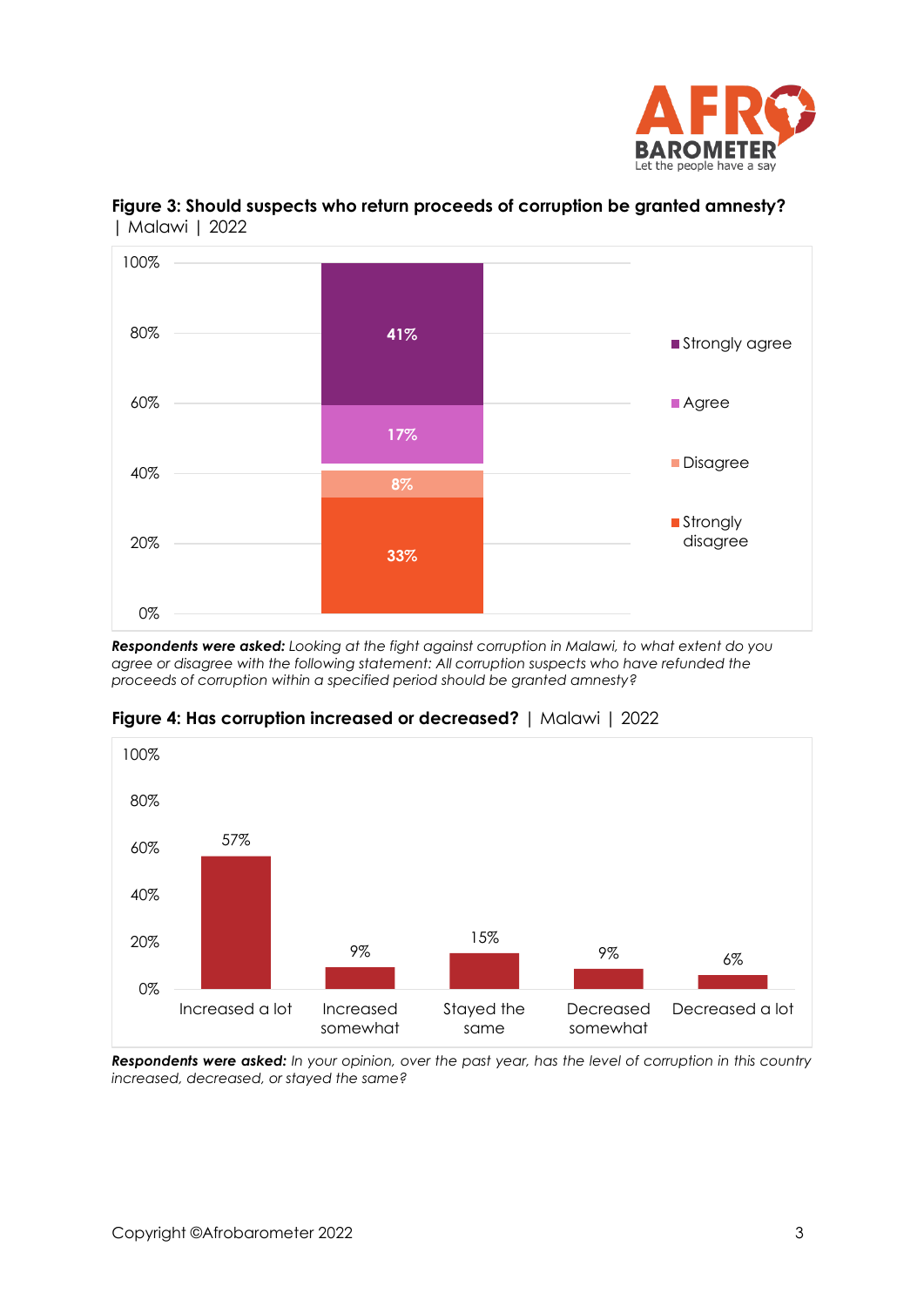**Figure 3: Should suspects who return proceeds of corruption be granted amnesty?** | Malawi | 2022

| Response | % |
|---|---|
| Strongly agree | 41% |
| Agree | 17% |
| Disagree | 8% |
| Strongly disagree | 33% |

***Respondents were asked:*** *Looking at the fight against corruption in Malawi, to what extent do you agree or disagree with the following statement: All corruption suspects who have refunded the proceeds of corruption within a specified period should be granted amnesty?*

**Figure 4: Has corruption increased or decreased?** | Malawi | 2022

| Increased a lot | Increased somewhat | Stayed the same | Decreased somewhat | Decreased a lot |
|---|---|---|---|---|
| 57% | 9% | 15% | 9% | 6% |

***Respondents were asked:*** *In your opinion, over the past year, has the level of corruption in this country increased, decreased, or stayed the same?*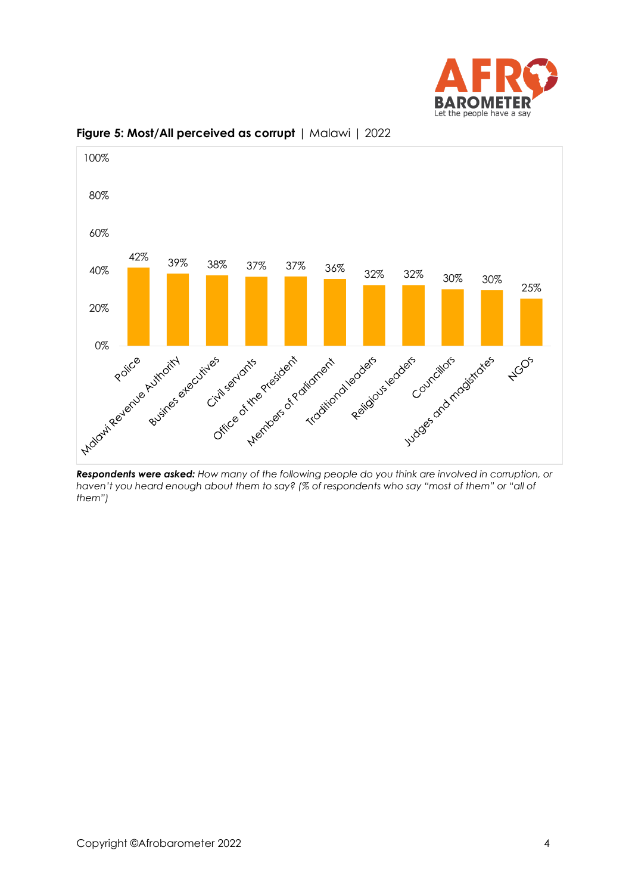**Figure 5: Most/All perceived as corrupt** | Malawi | 2022

| Category | % |
| --- | --- |
| Police | 42% |
| Malawi Revenue Authority | 39% |
| Busines executives | 38% |
| Civil servants | 37% |
| Office of the President | 37% |
| Members of Parliament | 36% |
| Traditional leaders | 32% |
| Religious leaders | 32% |
| Councillors | 30% |
| Judges and magistrates | 30% |
| NGOs | 25% |

***Respondents were asked:** How many of the following people do you think are involved in corruption, or haven't you heard enough about them to say? (% of respondents who say "most of them" or "all of them")*

Copyright ©Afrobarometer 2022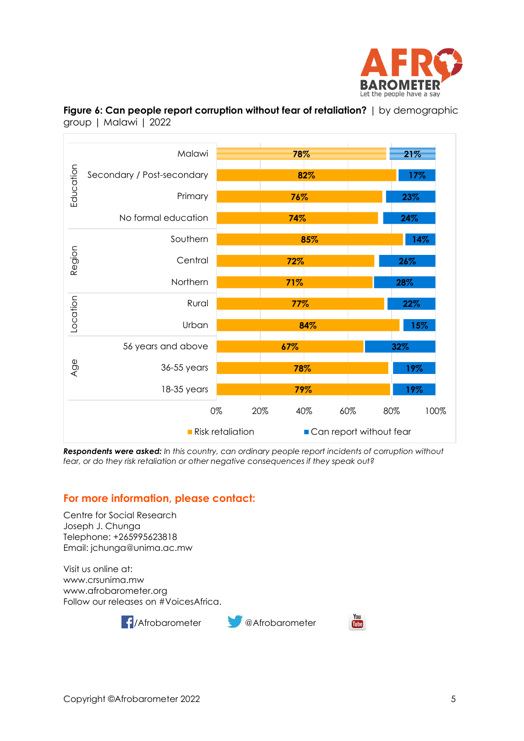**Figure 6: Can people report corruption without fear of retaliation?** | by demographic group | Malawi | 2022

Malawi: 78% / 21%

Education
Secondary / Post-secondary: 82% / 17%
Primary: 76% / 23%
No formal education: 74% / 24%

Region
Southern: 85% / 14%
Central: 72% / 26%
Northern: 71% / 28%

Location
Rural: 77% / 22%
Urban: 84% / 15%

Age
56 years and above: 67% / 32%
36-55 years: 78% / 19%
18-35 years: 79% / 19%

0% 20% 40% 60% 80% 100%

Risk retaliation   Can report without fear

***Respondents were asked:*** *In this country, can ordinary people report incidents of corruption without fear, or do they risk retaliation or other negative consequences if they speak out?*

## For more information, please contact:

Centre for Social Research
Joseph J. Chunga
Telephone: +265995623818
Email: jchunga@unima.ac.mw

Visit us online at:
www.crsunima.mw
www.afrobarometer.org
Follow our releases on #VoicesAfrica.

/Afrobarometer   @Afrobarometer

Copyright ©Afrobarometer 2022